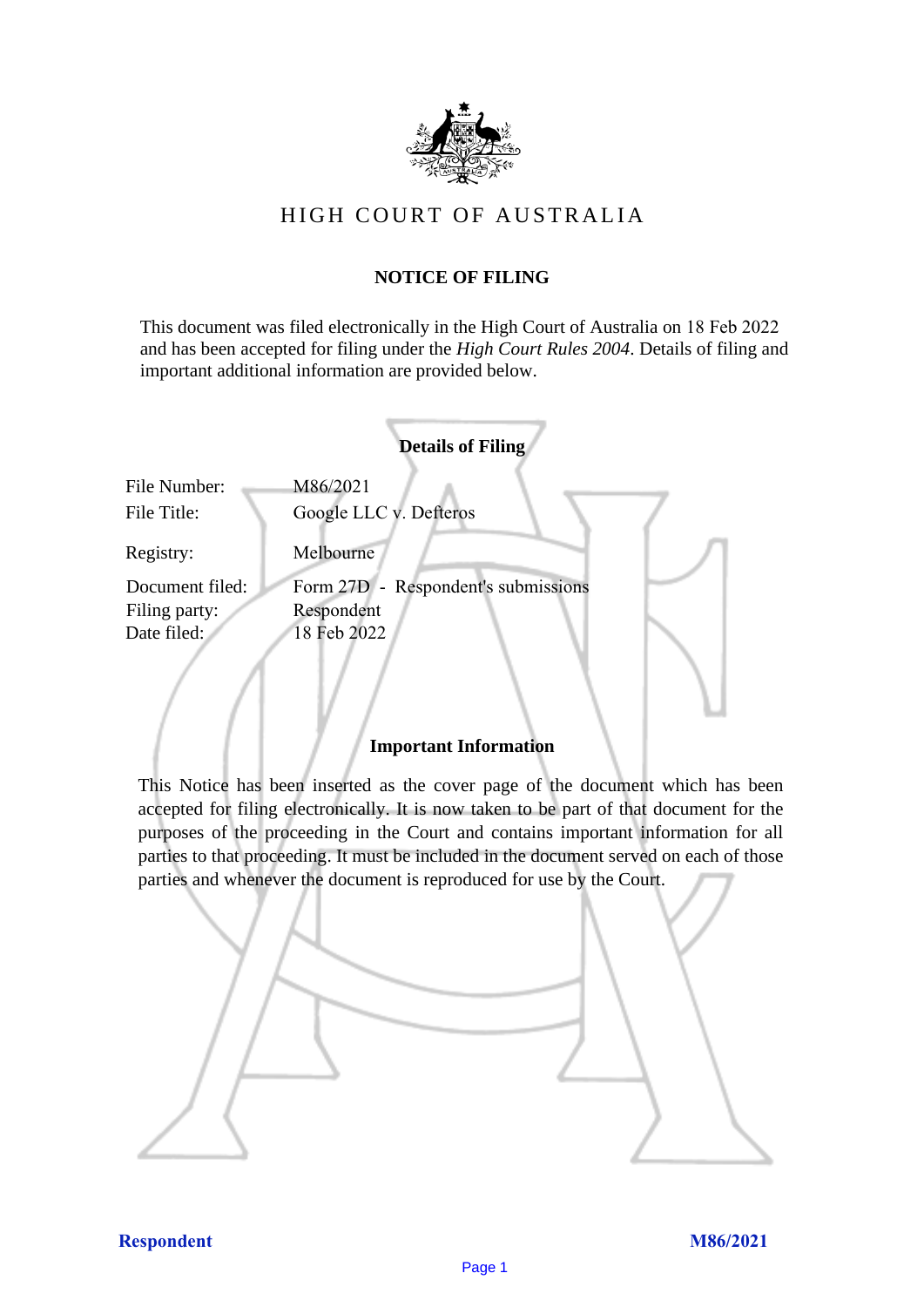# HIGH COURT OF AUSTRALIA

## NOTICE OF FILING

This document was filed electronically in the High Court of Australia on 18 Feb 2022 and has been accepted for filing under the *High Court Rules 2004*. Details of filing and important additional information are provided below.

### Details of Filing

| | |
|---|---|
| File Number: | M86/2021 |
| File Title: | Google LLC v. Defteros |
| Registry: | Melbourne |
| Document filed: | Form 27D - Respondent's submissions |
| Filing party: | Respondent |
| Date filed: | 18 Feb 2022 |

### Important Information

This Notice has been inserted as the cover page of the document which has been accepted for filing electronically. It is now taken to be part of that document for the purposes of the proceeding in the Court and contains important information for all parties to that proceeding. It must be included in the document served on each of those parties and whenever the document is reproduced for use by the Court.

**Respondent** **M86/2021**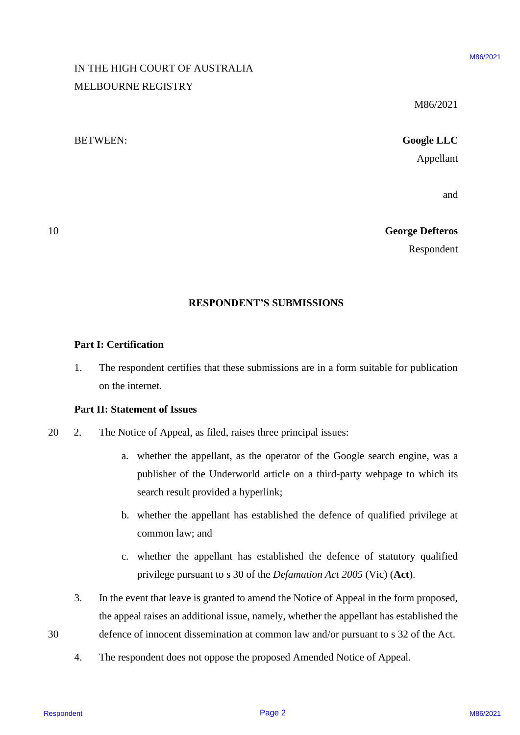IN THE HIGH COURT OF AUSTRALIA
MELBOURNE REGISTRY

M86/2021

BETWEEN:

**Google LLC**
Appellant

and

**George Defteros**
Respondent

## RESPONDENT'S SUBMISSIONS

### Part I: Certification

1. The respondent certifies that these submissions are in a form suitable for publication on the internet.

### Part II: Statement of Issues

2. The Notice of Appeal, as filed, raises three principal issues:

   a. whether the appellant, as the operator of the Google search engine, was a publisher of the Underworld article on a third-party webpage to which its search result provided a hyperlink;

   b. whether the appellant has established the defence of qualified privilege at common law; and

   c. whether the appellant has established the defence of statutory qualified privilege pursuant to s 30 of the *Defamation Act 2005* (Vic) (**Act**).

3. In the event that leave is granted to amend the Notice of Appeal in the form proposed, the appeal raises an additional issue, namely, whether the appellant has established the defence of innocent dissemination at common law and/or pursuant to s 32 of the Act.

4. The respondent does not oppose the proposed Amended Notice of Appeal.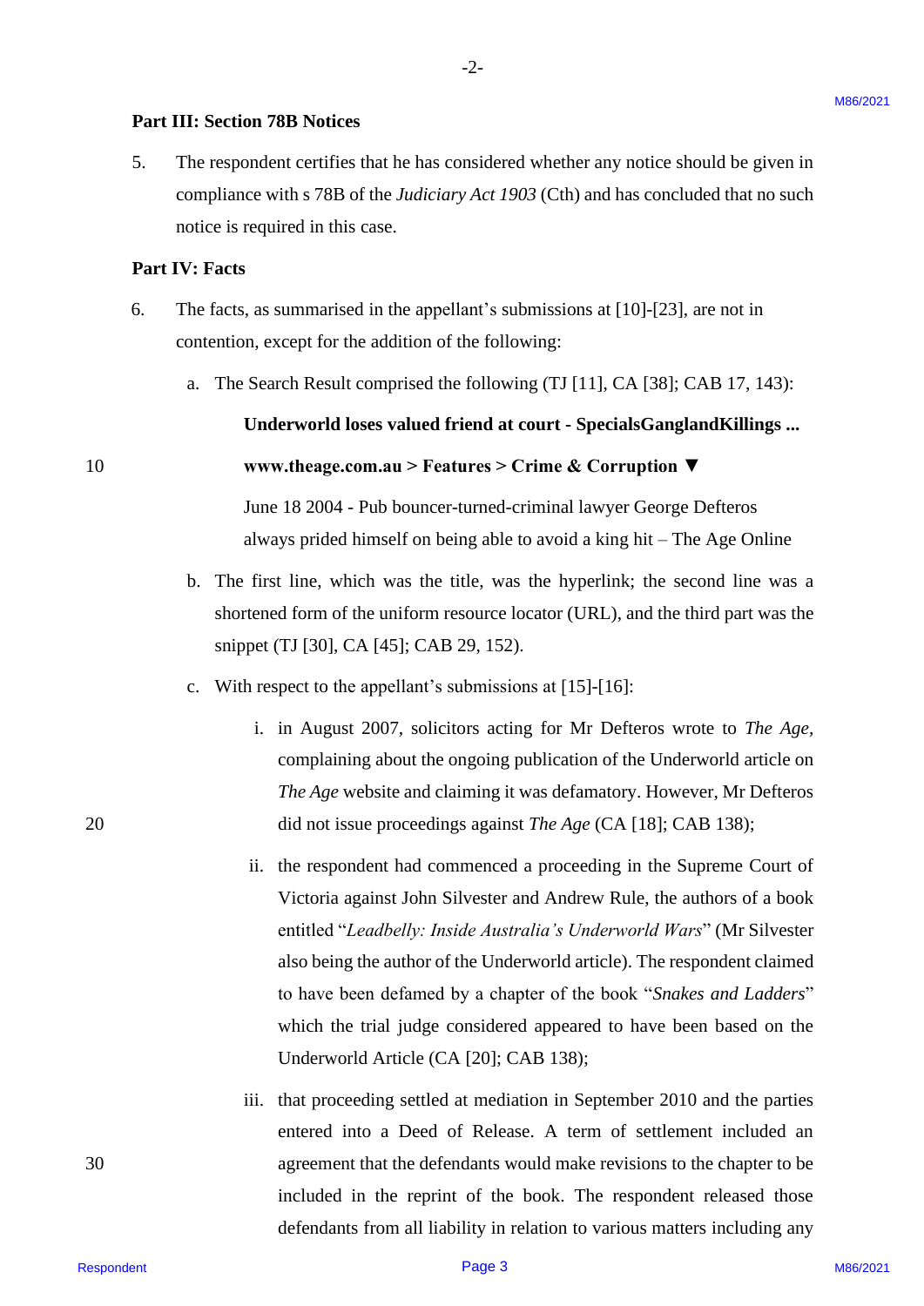## Part III: Section 78B Notices

5. The respondent certifies that he has considered whether any notice should be given in compliance with s 78B of the *Judiciary Act 1903* (Cth) and has concluded that no such notice is required in this case.

## Part IV: Facts

6. The facts, as summarised in the appellant's submissions at [10]-[23], are not in contention, except for the addition of the following:

   a. The Search Result comprised the following (TJ [11], CA [38]; CAB 17, 143):

      **Underworld loses valued friend at court - SpecialsGanglandKillings ...**

      **www.theage.com.au > Features > Crime & Corruption ▼**

      June 18 2004 - Pub bouncer-turned-criminal lawyer George Defteros always prided himself on being able to avoid a king hit – The Age Online

   b. The first line, which was the title, was the hyperlink; the second line was a shortened form of the uniform resource locator (URL), and the third part was the snippet (TJ [30], CA [45]; CAB 29, 152).

   c. With respect to the appellant's submissions at [15]-[16]:

      i. in August 2007, solicitors acting for Mr Defteros wrote to *The Age*, complaining about the ongoing publication of the Underworld article on *The Age* website and claiming it was defamatory. However, Mr Defteros did not issue proceedings against *The Age* (CA [18]; CAB 138);

      ii. the respondent had commenced a proceeding in the Supreme Court of Victoria against John Silvester and Andrew Rule, the authors of a book entitled "*Leadbelly: Inside Australia's Underworld Wars*" (Mr Silvester also being the author of the Underworld article). The respondent claimed to have been defamed by a chapter of the book "*Snakes and Ladders*" which the trial judge considered appeared to have been based on the Underworld Article (CA [20]; CAB 138);

      iii. that proceeding settled at mediation in September 2010 and the parties entered into a Deed of Release. A term of settlement included an agreement that the defendants would make revisions to the chapter to be included in the reprint of the book. The respondent released those defendants from all liability in relation to various matters including any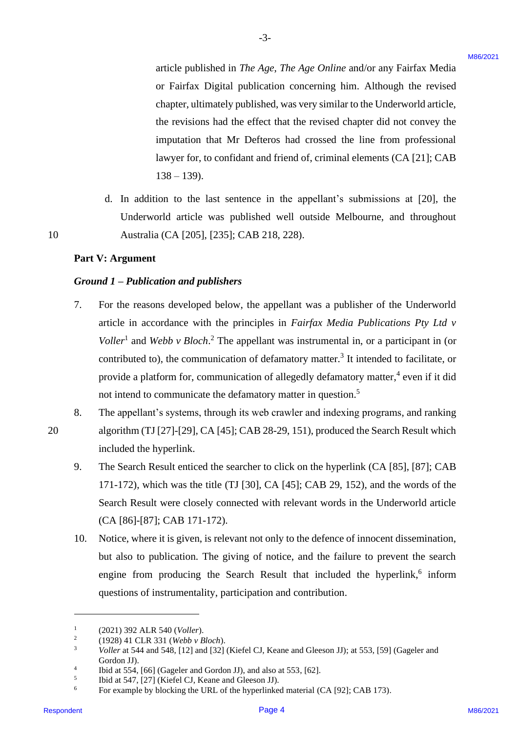article published in *The Age*, *The Age Online* and/or any Fairfax Media or Fairfax Digital publication concerning him. Although the revised chapter, ultimately published, was very similar to the Underworld article, the revisions had the effect that the revised chapter did not convey the imputation that Mr Defteros had crossed the line from professional lawyer for, to confidant and friend of, criminal elements (CA [21]; CAB 138 – 139).

d. In addition to the last sentence in the appellant's submissions at [20], the Underworld article was published well outside Melbourne, and throughout Australia (CA [205], [235]; CAB 218, 228).

**Part V: Argument**

***Ground 1 – Publication and publishers***

7. For the reasons developed below, the appellant was a publisher of the Underworld article in accordance with the principles in *Fairfax Media Publications Pty Ltd v Voller*[1] and *Webb v Bloch*.[2] The appellant was instrumental in, or a participant in (or contributed to), the communication of defamatory matter.[3] It intended to facilitate, or provide a platform for, communication of allegedly defamatory matter,[4] even if it did not intend to communicate the defamatory matter in question.[5]

8. The appellant's systems, through its web crawler and indexing programs, and ranking algorithm (TJ [27]-[29], CA [45]; CAB 28-29, 151), produced the Search Result which included the hyperlink.

9. The Search Result enticed the searcher to click on the hyperlink (CA [85], [87]; CAB 171-172), which was the title (TJ [30], CA [45]; CAB 29, 152), and the words of the Search Result were closely connected with relevant words in the Underworld article (CA [86]-[87]; CAB 171-172).

10. Notice, where it is given, is relevant not only to the defence of innocent dissemination, but also to publication. The giving of notice, and the failure to prevent the search engine from producing the Search Result that included the hyperlink,[6] inform questions of instrumentality, participation and contribution.

---

[1] (2021) 392 ALR 540 (*Voller*).
[2] (1928) 41 CLR 331 (*Webb v Bloch*).
[3] *Voller* at 544 and 548, [12] and [32] (Kiefel CJ, Keane and Gleeson JJ); at 553, [59] (Gageler and Gordon JJ).
[4] Ibid at 554, [66] (Gageler and Gordon JJ), and also at 553, [62].
[5] Ibid at 547, [27] (Kiefel CJ, Keane and Gleeson JJ).
[6] For example by blocking the URL of the hyperlinked material (CA [92]; CAB 173).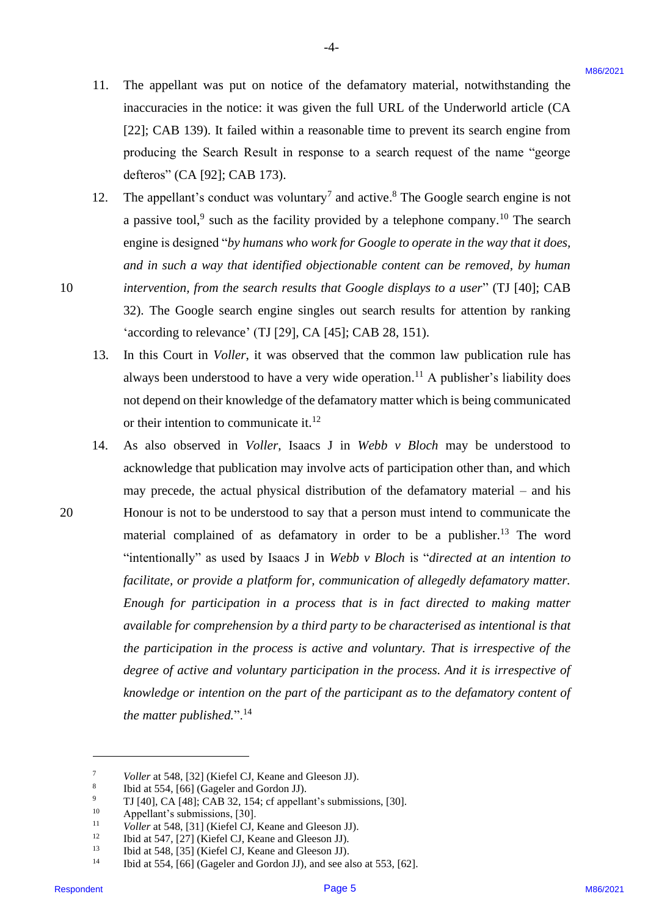11. The appellant was put on notice of the defamatory material, notwithstanding the inaccuracies in the notice: it was given the full URL of the Underworld article (CA [22]; CAB 139). It failed within a reasonable time to prevent its search engine from producing the Search Result in response to a search request of the name "george defteros" (CA [92]; CAB 173).

12. The appellant's conduct was voluntary[7] and active.[8] The Google search engine is not a passive tool,[9] such as the facility provided by a telephone company.[10] The search engine is designed "*by humans who work for Google to operate in the way that it does, and in such a way that identified objectionable content can be removed, by human intervention, from the search results that Google displays to a user*" (TJ [40]; CAB 32). The Google search engine singles out search results for attention by ranking 'according to relevance' (TJ [29], CA [45]; CAB 28, 151).

13. In this Court in *Voller*, it was observed that the common law publication rule has always been understood to have a very wide operation.[11] A publisher's liability does not depend on their knowledge of the defamatory matter which is being communicated or their intention to communicate it.[12]

14. As also observed in *Voller*, Isaacs J in *Webb v Bloch* may be understood to acknowledge that publication may involve acts of participation other than, and which may precede, the actual physical distribution of the defamatory material – and his Honour is not to be understood to say that a person must intend to communicate the material complained of as defamatory in order to be a publisher.[13] The word "intentionally" as used by Isaacs J in *Webb v Bloch* is "*directed at an intention to facilitate, or provide a platform for, communication of allegedly defamatory matter. Enough for participation in a process that is in fact directed to making matter available for comprehension by a third party to be characterised as intentional is that the participation in the process is active and voluntary. That is irrespective of the degree of active and voluntary participation in the process. And it is irrespective of knowledge or intention on the part of the participant as to the defamatory content of the matter published.*".[14]

---

[7] *Voller* at 548, [32] (Kiefel CJ, Keane and Gleeson JJ).
[8] Ibid at 554, [66] (Gageler and Gordon JJ).
[9] TJ [40], CA [48]; CAB 32, 154; cf appellant's submissions, [30].
[10] Appellant's submissions, [30].
[11] *Voller* at 548, [31] (Kiefel CJ, Keane and Gleeson JJ).
[12] Ibid at 547, [27] (Kiefel CJ, Keane and Gleeson JJ).
[13] Ibid at 548, [35] (Kiefel CJ, Keane and Gleeson JJ).
[14] Ibid at 554, [66] (Gageler and Gordon JJ), and see also at 553, [62].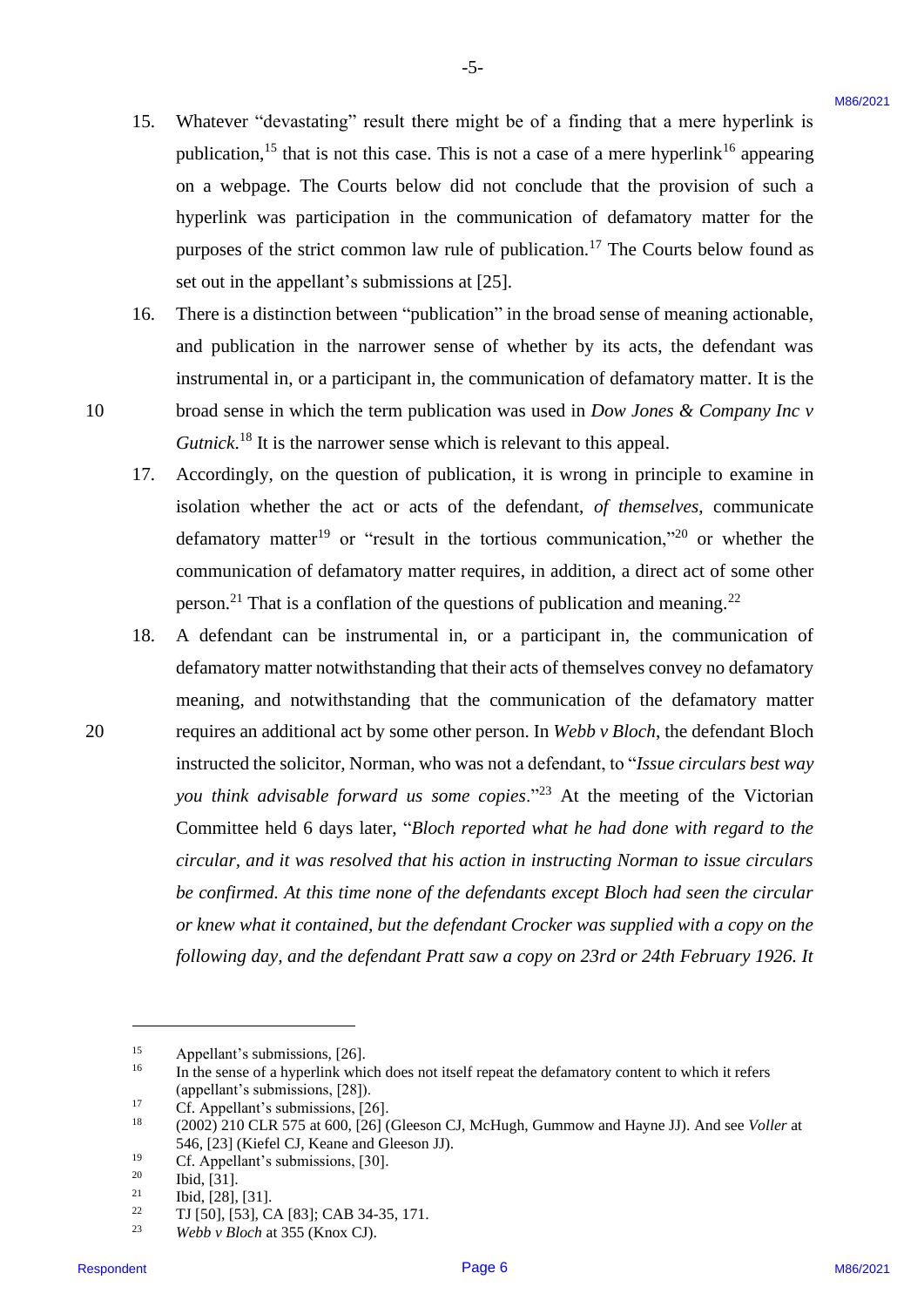15. Whatever "devastating" result there might be of a finding that a mere hyperlink is publication,[15] that is not this case. This is not a case of a mere hyperlink[16] appearing on a webpage. The Courts below did not conclude that the provision of such a hyperlink was participation in the communication of defamatory matter for the purposes of the strict common law rule of publication.[17] The Courts below found as set out in the appellant's submissions at [25].

16. There is a distinction between "publication" in the broad sense of meaning actionable, and publication in the narrower sense of whether by its acts, the defendant was instrumental in, or a participant in, the communication of defamatory matter. It is the broad sense in which the term publication was used in *Dow Jones & Company Inc v Gutnick*.[18] It is the narrower sense which is relevant to this appeal.

17. Accordingly, on the question of publication, it is wrong in principle to examine in isolation whether the act or acts of the defendant, *of themselves*, communicate defamatory matter[19] or "result in the tortious communication,"[20] or whether the communication of defamatory matter requires, in addition, a direct act of some other person.[21] That is a conflation of the questions of publication and meaning.[22]

18. A defendant can be instrumental in, or a participant in, the communication of defamatory matter notwithstanding that their acts of themselves convey no defamatory meaning, and notwithstanding that the communication of the defamatory matter requires an additional act by some other person. In *Webb v Bloch*, the defendant Bloch instructed the solicitor, Norman, who was not a defendant, to "*Issue circulars best way you think advisable forward us some copies*."[23] At the meeting of the Victorian Committee held 6 days later, "*Bloch reported what he had done with regard to the circular, and it was resolved that his action in instructing Norman to issue circulars be confirmed. At this time none of the defendants except Bloch had seen the circular or knew what it contained, but the defendant Crocker was supplied with a copy on the following day, and the defendant Pratt saw a copy on 23rd or 24th February 1926. It*

---

[15] Appellant's submissions, [26].

[16] In the sense of a hyperlink which does not itself repeat the defamatory content to which it refers (appellant's submissions, [28]).

[17] Cf. Appellant's submissions, [26].

[18] (2002) 210 CLR 575 at 600, [26] (Gleeson CJ, McHugh, Gummow and Hayne JJ). And see *Voller* at 546, [23] (Kiefel CJ, Keane and Gleeson JJ).

[19] Cf. Appellant's submissions, [30].

[20] Ibid, [31].

[21] Ibid, [28], [31].

[22] TJ [50], [53], CA [83]; CAB 34-35, 171.

[23] *Webb v Bloch* at 355 (Knox CJ).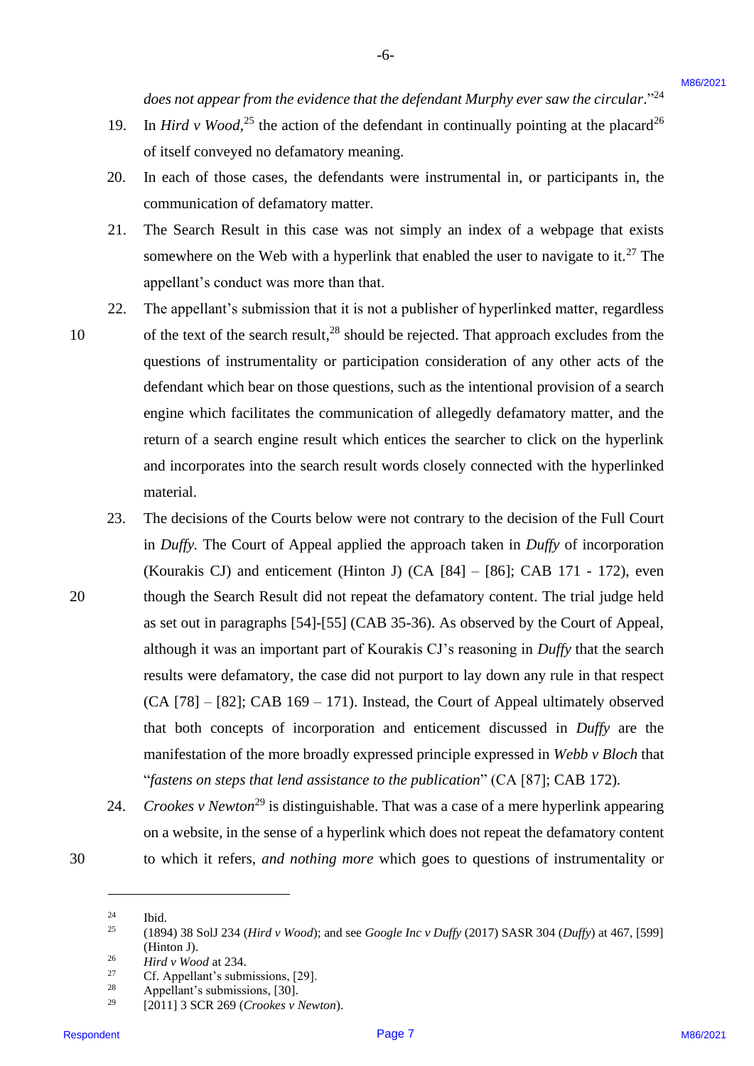*does not appear from the evidence that the defendant Murphy ever saw the circular*."[24]

19. In *Hird v Wood*,[25] the action of the defendant in continually pointing at the placard[26] of itself conveyed no defamatory meaning.

20. In each of those cases, the defendants were instrumental in, or participants in, the communication of defamatory matter.

21. The Search Result in this case was not simply an index of a webpage that exists somewhere on the Web with a hyperlink that enabled the user to navigate to it.[27] The appellant's conduct was more than that.

22. The appellant's submission that it is not a publisher of hyperlinked matter, regardless of the text of the search result,[28] should be rejected. That approach excludes from the questions of instrumentality or participation consideration of any other acts of the defendant which bear on those questions, such as the intentional provision of a search engine which facilitates the communication of allegedly defamatory matter, and the return of a search engine result which entices the searcher to click on the hyperlink and incorporates into the search result words closely connected with the hyperlinked material.

23. The decisions of the Courts below were not contrary to the decision of the Full Court in *Duffy*. The Court of Appeal applied the approach taken in *Duffy* of incorporation (Kourakis CJ) and enticement (Hinton J) (CA [84] – [86]; CAB 171 - 172), even though the Search Result did not repeat the defamatory content. The trial judge held as set out in paragraphs [54]-[55] (CAB 35-36). As observed by the Court of Appeal, although it was an important part of Kourakis CJ's reasoning in *Duffy* that the search results were defamatory, the case did not purport to lay down any rule in that respect (CA [78] – [82]; CAB 169 – 171). Instead, the Court of Appeal ultimately observed that both concepts of incorporation and enticement discussed in *Duffy* are the manifestation of the more broadly expressed principle expressed in *Webb v Bloch* that "*fastens on steps that lend assistance to the publication*" (CA [87]; CAB 172).

24. *Crookes v Newton*[29] is distinguishable. That was a case of a mere hyperlink appearing on a website, in the sense of a hyperlink which does not repeat the defamatory content to which it refers, *and nothing more* which goes to questions of instrumentality or

---

[24] Ibid.

[25] (1894) 38 SolJ 234 (*Hird v Wood*); and see *Google Inc v Duffy* (2017) SASR 304 (*Duffy*) at 467, [599] (Hinton J).

[26] *Hird v Wood* at 234.

[27] Cf. Appellant's submissions, [29].

[28] Appellant's submissions, [30].

[29] [2011] 3 SCR 269 (*Crookes v Newton*).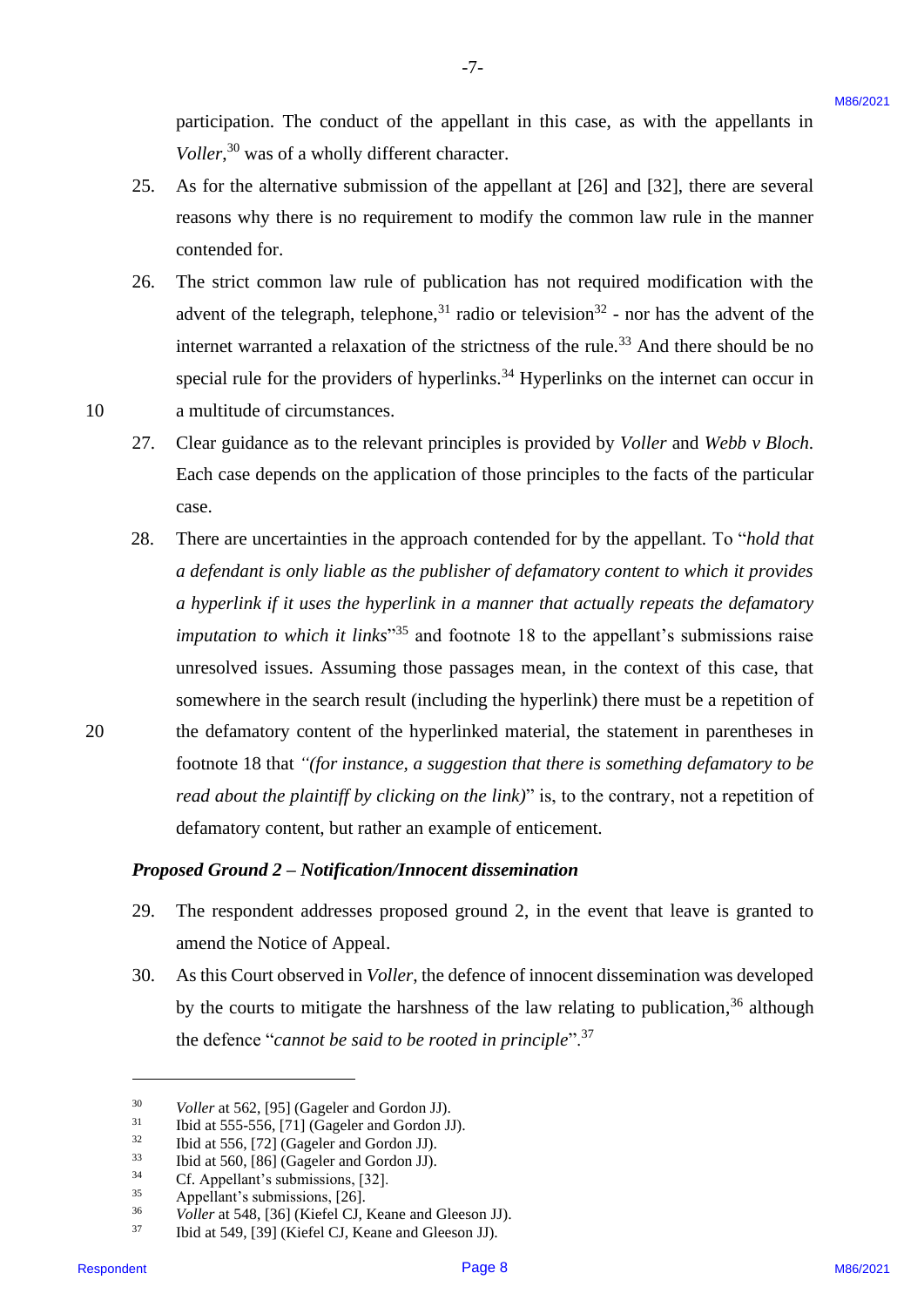participation. The conduct of the appellant in this case, as with the appellants in *Voller*,[30] was of a wholly different character.

25. As for the alternative submission of the appellant at [26] and [32], there are several reasons why there is no requirement to modify the common law rule in the manner contended for.

26. The strict common law rule of publication has not required modification with the advent of the telegraph, telephone,[31] radio or television[32] - nor has the advent of the internet warranted a relaxation of the strictness of the rule.[33] And there should be no special rule for the providers of hyperlinks.[34] Hyperlinks on the internet can occur in a multitude of circumstances.

27. Clear guidance as to the relevant principles is provided by *Voller* and *Webb v Bloch*. Each case depends on the application of those principles to the facts of the particular case.

28. There are uncertainties in the approach contended for by the appellant. To "*hold that a defendant is only liable as the publisher of defamatory content to which it provides a hyperlink if it uses the hyperlink in a manner that actually repeats the defamatory imputation to which it links*"[35] and footnote 18 to the appellant's submissions raise unresolved issues. Assuming those passages mean, in the context of this case, that somewhere in the search result (including the hyperlink) there must be a repetition of the defamatory content of the hyperlinked material, the statement in parentheses in footnote 18 that *"(for instance, a suggestion that there is something defamatory to be read about the plaintiff by clicking on the link)"* is, to the contrary, not a repetition of defamatory content, but rather an example of enticement.

***Proposed Ground 2 – Notification/Innocent dissemination***

29. The respondent addresses proposed ground 2, in the event that leave is granted to amend the Notice of Appeal.

30. As this Court observed in *Voller*, the defence of innocent dissemination was developed by the courts to mitigate the harshness of the law relating to publication,[36] although the defence "*cannot be said to be rooted in principle*".[37]

---

[30] *Voller* at 562, [95] (Gageler and Gordon JJ).
[31] Ibid at 555-556, [71] (Gageler and Gordon JJ).
[32] Ibid at 556, [72] (Gageler and Gordon JJ).
[33] Ibid at 560, [86] (Gageler and Gordon JJ).
[34] Cf. Appellant's submissions, [32].
[35] Appellant's submissions, [26].
[36] *Voller* at 548, [36] (Kiefel CJ, Keane and Gleeson JJ).
[37] Ibid at 549, [39] (Kiefel CJ, Keane and Gleeson JJ).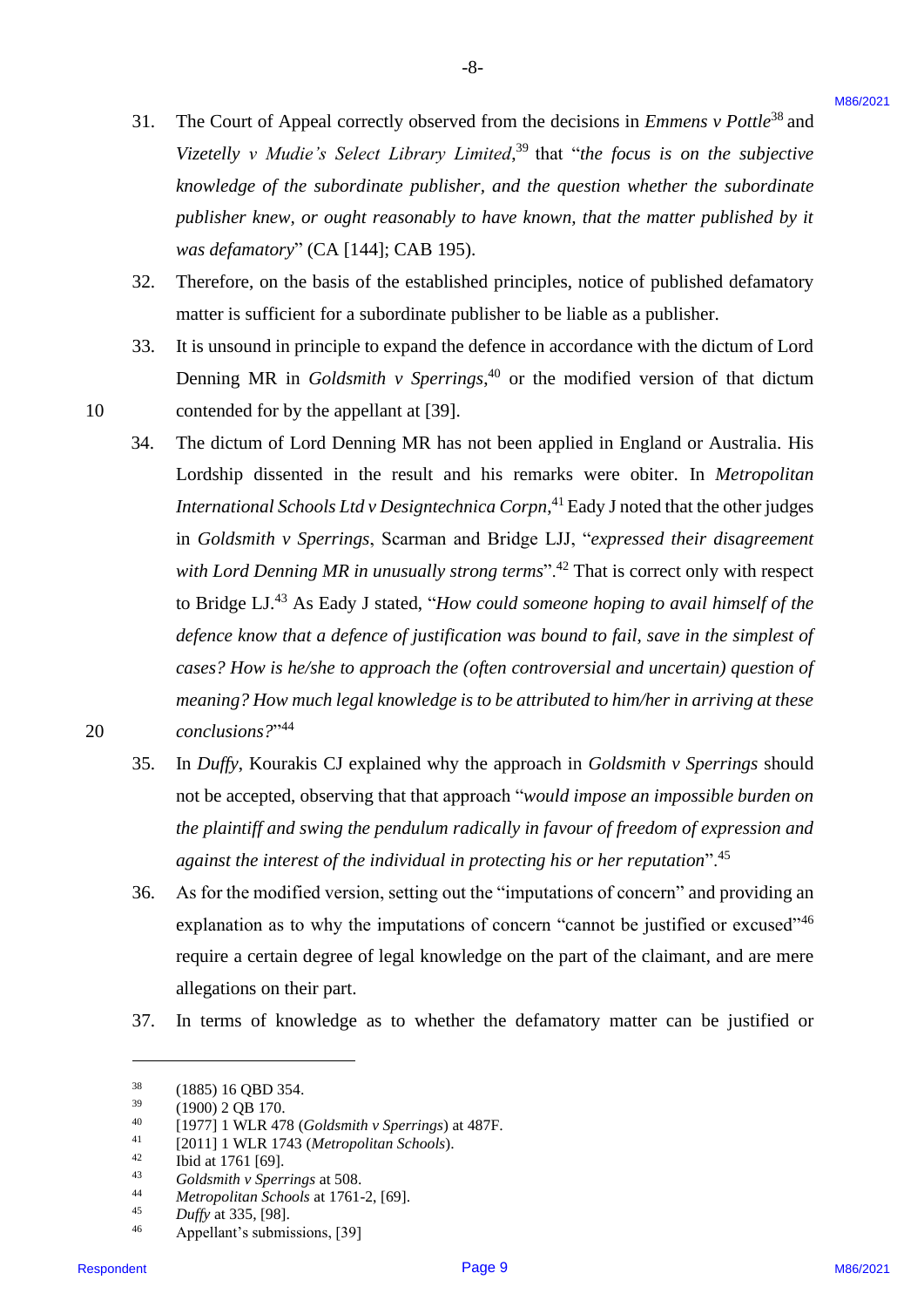31. The Court of Appeal correctly observed from the decisions in *Emmens v Pottle*[38] and *Vizetelly v Mudie's Select Library Limited*,[39] that "*the focus is on the subjective knowledge of the subordinate publisher, and the question whether the subordinate publisher knew, or ought reasonably to have known, that the matter published by it was defamatory*" (CA [144]; CAB 195).

32. Therefore, on the basis of the established principles, notice of published defamatory matter is sufficient for a subordinate publisher to be liable as a publisher.

33. It is unsound in principle to expand the defence in accordance with the dictum of Lord Denning MR in *Goldsmith v Sperrings*,[40] or the modified version of that dictum contended for by the appellant at [39].

34. The dictum of Lord Denning MR has not been applied in England or Australia. His Lordship dissented in the result and his remarks were obiter. In *Metropolitan International Schools Ltd v Designtechnica Corpn*,[41] Eady J noted that the other judges in *Goldsmith v Sperrings*, Scarman and Bridge LJJ, "*expressed their disagreement with Lord Denning MR in unusually strong terms*".[42] That is correct only with respect to Bridge LJ.[43] As Eady J stated, "*How could someone hoping to avail himself of the defence know that a defence of justification was bound to fail, save in the simplest of cases? How is he/she to approach the (often controversial and uncertain) question of meaning? How much legal knowledge is to be attributed to him/her in arriving at these conclusions?*"[44]

35. In *Duffy*, Kourakis CJ explained why the approach in *Goldsmith v Sperrings* should not be accepted, observing that that approach "*would impose an impossible burden on the plaintiff and swing the pendulum radically in favour of freedom of expression and against the interest of the individual in protecting his or her reputation*".[45]

36. As for the modified version, setting out the "imputations of concern" and providing an explanation as to why the imputations of concern "cannot be justified or excused"[46] require a certain degree of legal knowledge on the part of the claimant, and are mere allegations on their part.

37. In terms of knowledge as to whether the defamatory matter can be justified or

---

[38] (1885) 16 QBD 354.
[39] (1900) 2 QB 170.
[40] [1977] 1 WLR 478 (*Goldsmith v Sperrings*) at 487F.
[41] [2011] 1 WLR 1743 (*Metropolitan Schools*).
[42] Ibid at 1761 [69].
[43] *Goldsmith v Sperrings* at 508.
[44] *Metropolitan Schools* at 1761-2, [69].
[45] *Duffy* at 335, [98].
[46] Appellant's submissions, [39]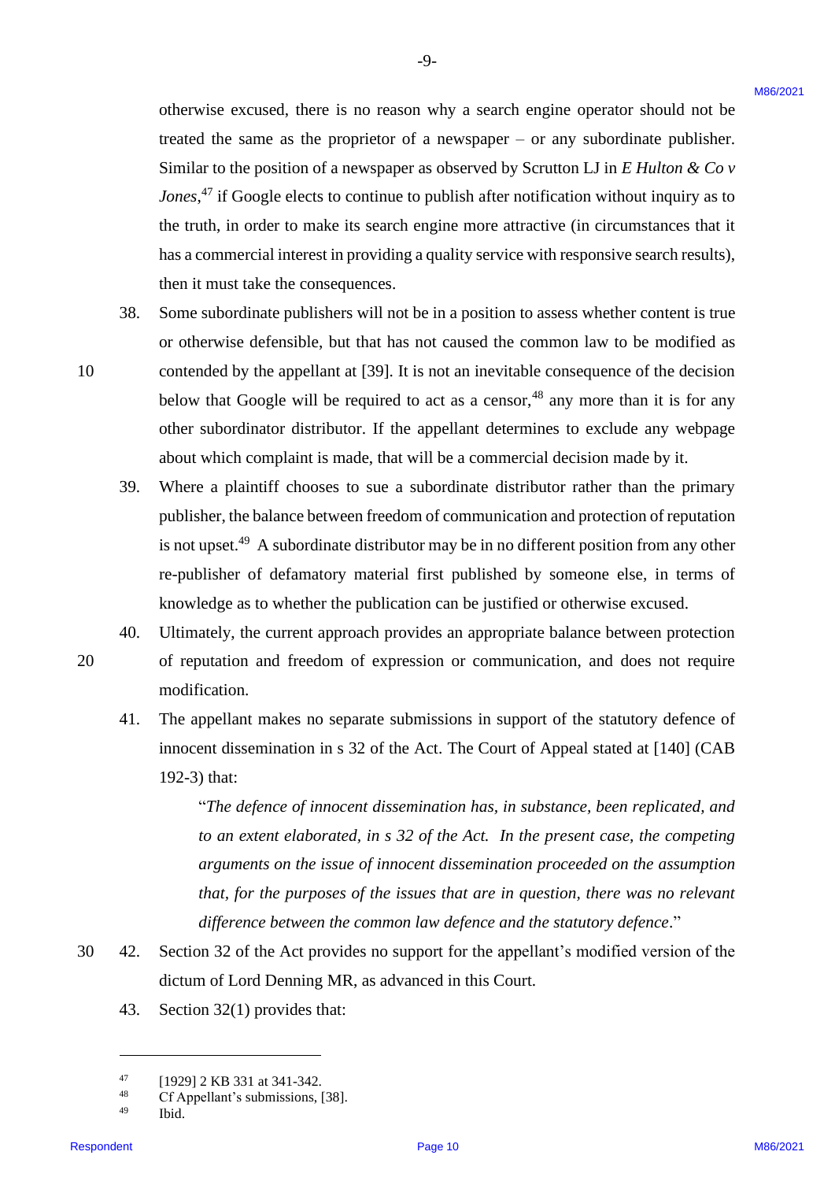otherwise excused, there is no reason why a search engine operator should not be treated the same as the proprietor of a newspaper – or any subordinate publisher. Similar to the position of a newspaper as observed by Scrutton LJ in *E Hulton & Co v Jones*,[47] if Google elects to continue to publish after notification without inquiry as to the truth, in order to make its search engine more attractive (in circumstances that it has a commercial interest in providing a quality service with responsive search results), then it must take the consequences.

38. Some subordinate publishers will not be in a position to assess whether content is true or otherwise defensible, but that has not caused the common law to be modified as contended by the appellant at [39]. It is not an inevitable consequence of the decision below that Google will be required to act as a censor,[48] any more than it is for any other subordinator distributor. If the appellant determines to exclude any webpage about which complaint is made, that will be a commercial decision made by it.

39. Where a plaintiff chooses to sue a subordinate distributor rather than the primary publisher, the balance between freedom of communication and protection of reputation is not upset.[49] A subordinate distributor may be in no different position from any other re-publisher of defamatory material first published by someone else, in terms of knowledge as to whether the publication can be justified or otherwise excused.

40. Ultimately, the current approach provides an appropriate balance between protection of reputation and freedom of expression or communication, and does not require modification.

41. The appellant makes no separate submissions in support of the statutory defence of innocent dissemination in s 32 of the Act. The Court of Appeal stated at [140] (CAB 192-3) that:

> "*The defence of innocent dissemination has, in substance, been replicated, and to an extent elaborated, in s 32 of the Act. In the present case, the competing arguments on the issue of innocent dissemination proceeded on the assumption that, for the purposes of the issues that are in question, there was no relevant difference between the common law defence and the statutory defence*."

42. Section 32 of the Act provides no support for the appellant's modified version of the dictum of Lord Denning MR, as advanced in this Court.

43. Section 32(1) provides that:

---

47 [1929] 2 KB 331 at 341-342.
48 Cf Appellant's submissions, [38].
49 Ibid.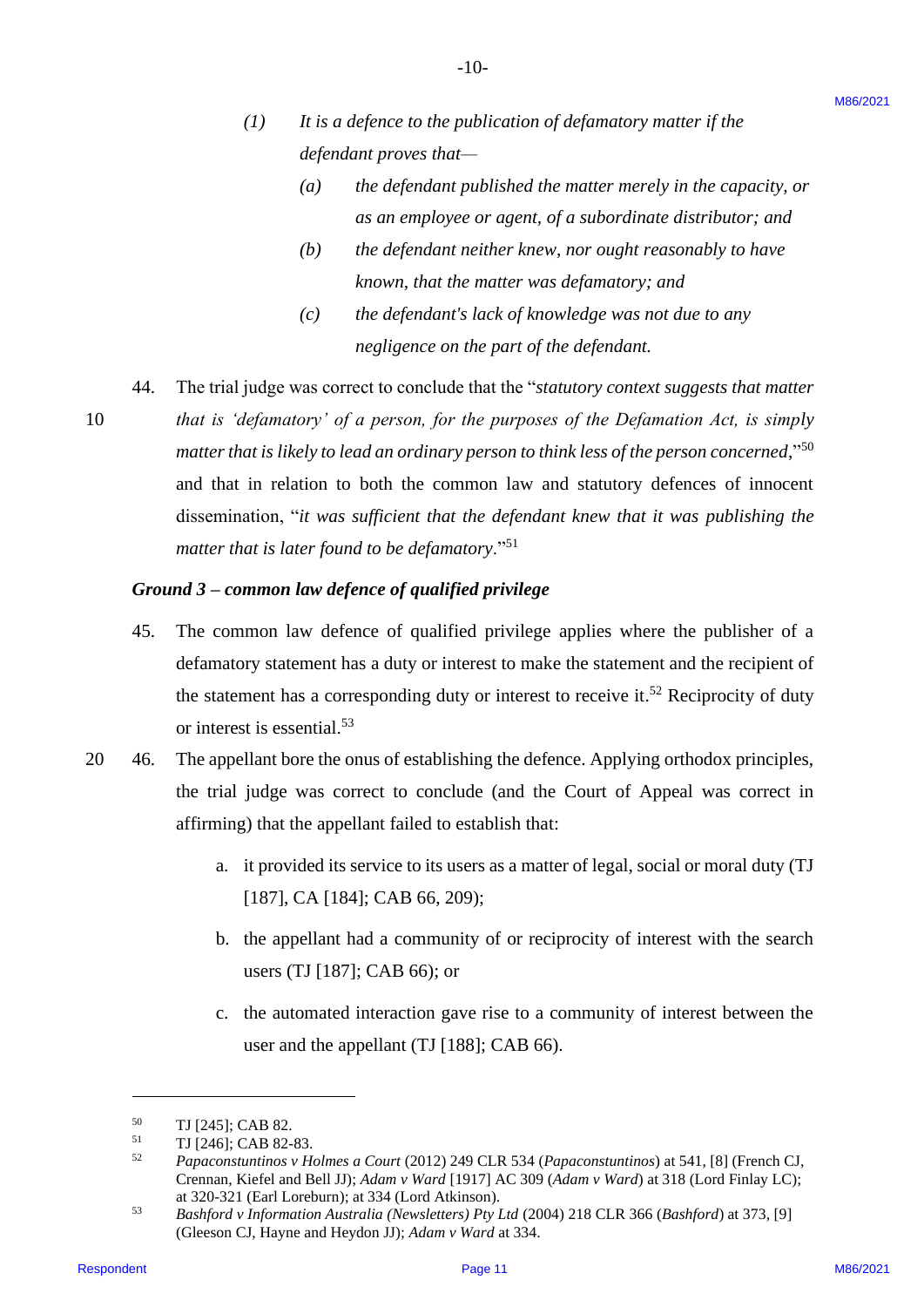*(1) It is a defence to the publication of defamatory matter if the defendant proves that—*

*(a) the defendant published the matter merely in the capacity, or as an employee or agent, of a subordinate distributor; and*

*(b) the defendant neither knew, nor ought reasonably to have known, that the matter was defamatory; and*

*(c) the defendant's lack of knowledge was not due to any negligence on the part of the defendant.*

44. The trial judge was correct to conclude that the "*statutory context suggests that matter that is 'defamatory' of a person, for the purposes of the Defamation Act, is simply matter that is likely to lead an ordinary person to think less of the person concerned*,"[50] and that in relation to both the common law and statutory defences of innocent dissemination, "*it was sufficient that the defendant knew that it was publishing the matter that is later found to be defamatory*."[51]

***Ground 3 – common law defence of qualified privilege***

45. The common law defence of qualified privilege applies where the publisher of a defamatory statement has a duty or interest to make the statement and the recipient of the statement has a corresponding duty or interest to receive it.[52] Reciprocity of duty or interest is essential.[53]

46. The appellant bore the onus of establishing the defence. Applying orthodox principles, the trial judge was correct to conclude (and the Court of Appeal was correct in affirming) that the appellant failed to establish that:

   a. it provided its service to its users as a matter of legal, social or moral duty (TJ [187], CA [184]; CAB 66, 209);

   b. the appellant had a community of or reciprocity of interest with the search users (TJ [187]; CAB 66); or

   c. the automated interaction gave rise to a community of interest between the user and the appellant (TJ [188]; CAB 66).

---

[50] TJ [245]; CAB 82.

[51] TJ [246]; CAB 82-83.

[52] *Papaconstuntinos v Holmes a Court* (2012) 249 CLR 534 (*Papaconstuntinos*) at 541, [8] (French CJ, Crennan, Kiefel and Bell JJ); *Adam v Ward* [1917] AC 309 (*Adam v Ward*) at 318 (Lord Finlay LC); at 320-321 (Earl Loreburn); at 334 (Lord Atkinson).

[53] *Bashford v Information Australia (Newsletters) Pty Ltd* (2004) 218 CLR 366 (*Bashford*) at 373, [9] (Gleeson CJ, Hayne and Heydon JJ); *Adam v Ward* at 334.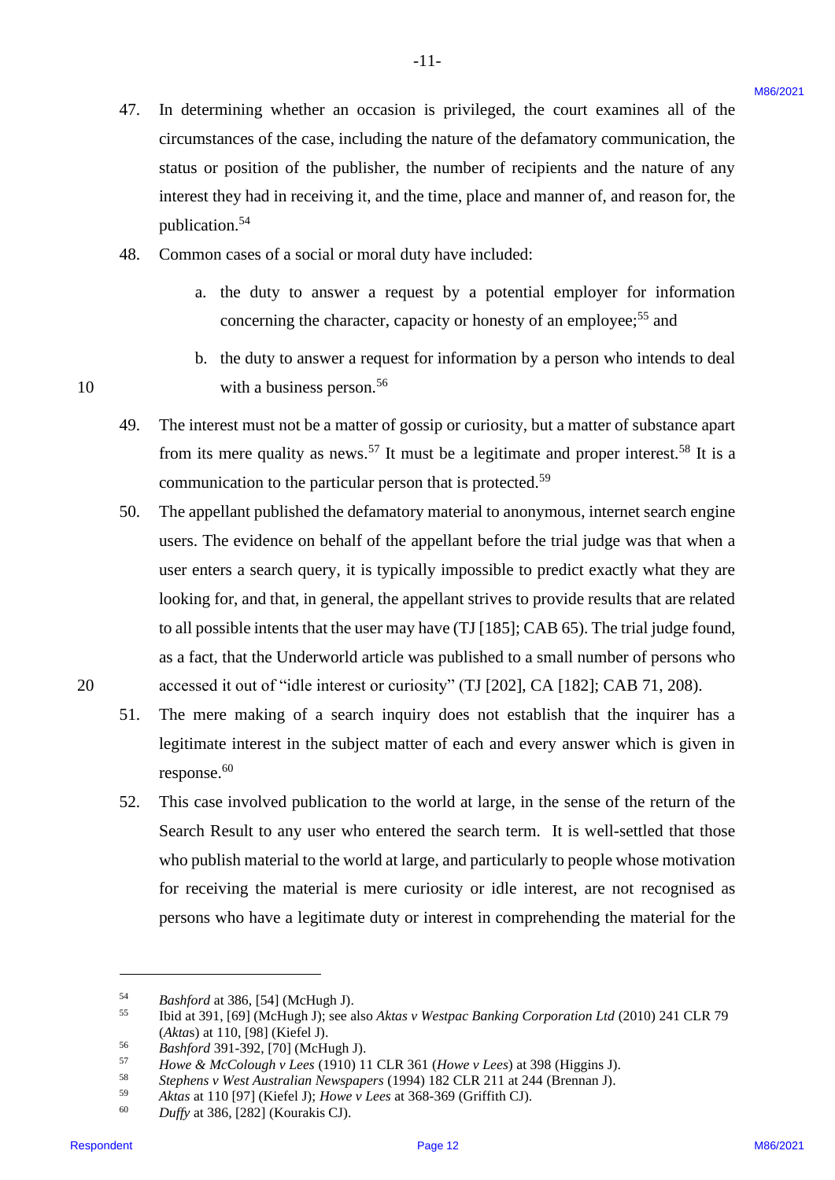47. In determining whether an occasion is privileged, the court examines all of the circumstances of the case, including the nature of the defamatory communication, the status or position of the publisher, the number of recipients and the nature of any interest they had in receiving it, and the time, place and manner of, and reason for, the publication.[54]

48. Common cases of a social or moral duty have included:

    a. the duty to answer a request by a potential employer for information concerning the character, capacity or honesty of an employee;[55] and

    b. the duty to answer a request for information by a person who intends to deal with a business person.[56]

49. The interest must not be a matter of gossip or curiosity, but a matter of substance apart from its mere quality as news.[57] It must be a legitimate and proper interest.[58] It is a communication to the particular person that is protected.[59]

50. The appellant published the defamatory material to anonymous, internet search engine users. The evidence on behalf of the appellant before the trial judge was that when a user enters a search query, it is typically impossible to predict exactly what they are looking for, and that, in general, the appellant strives to provide results that are related to all possible intents that the user may have (TJ [185]; CAB 65). The trial judge found, as a fact, that the Underworld article was published to a small number of persons who accessed it out of "idle interest or curiosity" (TJ [202], CA [182]; CAB 71, 208).

51. The mere making of a search inquiry does not establish that the inquirer has a legitimate interest in the subject matter of each and every answer which is given in response.[60]

52. This case involved publication to the world at large, in the sense of the return of the Search Result to any user who entered the search term. It is well-settled that those who publish material to the world at large, and particularly to people whose motivation for receiving the material is mere curiosity or idle interest, are not recognised as persons who have a legitimate duty or interest in comprehending the material for the

---

[54] *Bashford* at 386, [54] (McHugh J).

[55] Ibid at 391, [69] (McHugh J); see also *Aktas v Westpac Banking Corporation Ltd* (2010) 241 CLR 79 (*Aktas*) at 110, [98] (Kiefel J).

[56] *Bashford* 391-392, [70] (McHugh J).

[57] *Howe & McColough v Lees* (1910) 11 CLR 361 (*Howe v Lees*) at 398 (Higgins J).

[58] *Stephens v West Australian Newspapers* (1994) 182 CLR 211 at 244 (Brennan J).

[59] *Aktas* at 110 [97] (Kiefel J); *Howe v Lees* at 368-369 (Griffith CJ).

[60] *Duffy* at 386, [282] (Kourakis CJ).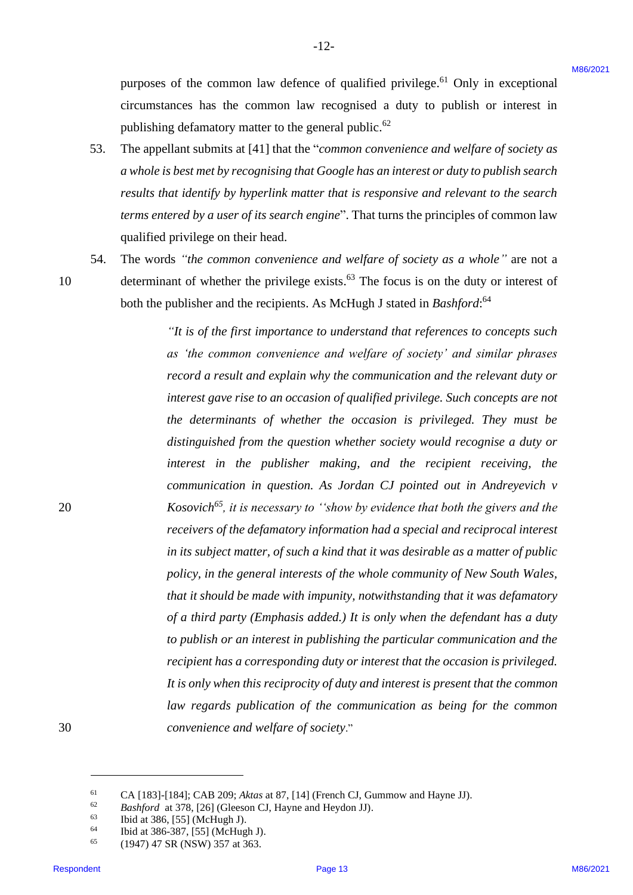purposes of the common law defence of qualified privilege.[61] Only in exceptional circumstances has the common law recognised a duty to publish or interest in publishing defamatory matter to the general public.[62]

53. The appellant submits at [41] that the "*common convenience and welfare of society as a whole is best met by recognising that Google has an interest or duty to publish search results that identify by hyperlink matter that is responsive and relevant to the search terms entered by a user of its search engine*". That turns the principles of common law qualified privilege on their head.

54. The words *"the common convenience and welfare of society as a whole"* are not a determinant of whether the privilege exists.[63] The focus is on the duty or interest of both the publisher and the recipients. As McHugh J stated in *Bashford*:[64]

> *"It is of the first importance to understand that references to concepts such as 'the common convenience and welfare of society' and similar phrases record a result and explain why the communication and the relevant duty or interest gave rise to an occasion of qualified privilege. Such concepts are not the determinants of whether the occasion is privileged. They must be distinguished from the question whether society would recognise a duty or interest in the publisher making, and the recipient receiving, the communication in question. As Jordan CJ pointed out in Andreyevich v Kosovich[65], it is necessary to ''show by evidence that both the givers and the receivers of the defamatory information had a special and reciprocal interest in its subject matter, of such a kind that it was desirable as a matter of public policy, in the general interests of the whole community of New South Wales, that it should be made with impunity, notwithstanding that it was defamatory of a third party (Emphasis added.) It is only when the defendant has a duty to publish or an interest in publishing the particular communication and the recipient has a corresponding duty or interest that the occasion is privileged. It is only when this reciprocity of duty and interest is present that the common law regards publication of the communication as being for the common convenience and welfare of society.*"

---

[61] CA [183]-[184]; CAB 209; *Aktas* at 87, [14] (French CJ, Gummow and Hayne JJ).

[62] *Bashford* at 378, [26] (Gleeson CJ, Hayne and Heydon JJ).

[63] Ibid at 386, [55] (McHugh J).

[64] Ibid at 386-387, [55] (McHugh J).

[65] (1947) 47 SR (NSW) 357 at 363.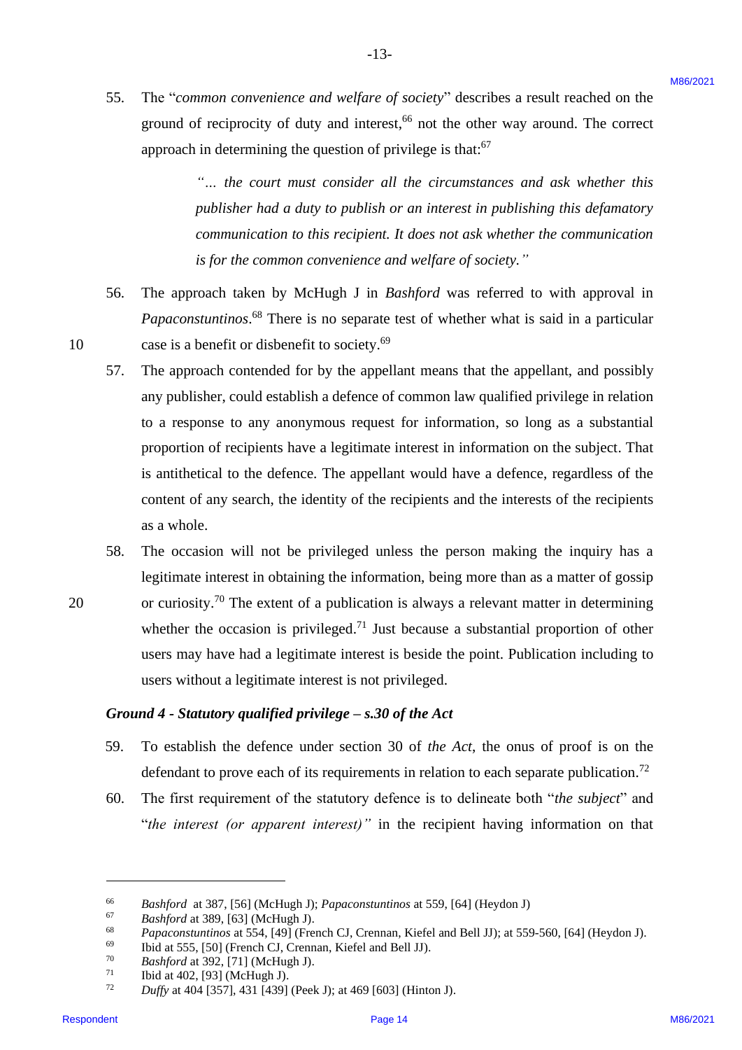55. The "*common convenience and welfare of society*" describes a result reached on the ground of reciprocity of duty and interest,[66] not the other way around. The correct approach in determining the question of privilege is that:[67]

> "*... the court must consider all the circumstances and ask whether this publisher had a duty to publish or an interest in publishing this defamatory communication to this recipient. It does not ask whether the communication is for the common convenience and welfare of society.*"

56. The approach taken by McHugh J in *Bashford* was referred to with approval in *Papaconstuntinos*.[68] There is no separate test of whether what is said in a particular case is a benefit or disbenefit to society.[69]

57. The approach contended for by the appellant means that the appellant, and possibly any publisher, could establish a defence of common law qualified privilege in relation to a response to any anonymous request for information, so long as a substantial proportion of recipients have a legitimate interest in information on the subject. That is antithetical to the defence. The appellant would have a defence, regardless of the content of any search, the identity of the recipients and the interests of the recipients as a whole.

58. The occasion will not be privileged unless the person making the inquiry has a legitimate interest in obtaining the information, being more than as a matter of gossip or curiosity.[70] The extent of a publication is always a relevant matter in determining whether the occasion is privileged.[71] Just because a substantial proportion of other users may have had a legitimate interest is beside the point. Publication including to users without a legitimate interest is not privileged.

### *Ground 4 - Statutory qualified privilege – s.30 of the Act*

59. To establish the defence under section 30 of *the Act*, the onus of proof is on the defendant to prove each of its requirements in relation to each separate publication.[72]

60. The first requirement of the statutory defence is to delineate both "*the subject*" and "*the interest (or apparent interest)*" in the recipient having information on that

---

[66] *Bashford* at 387, [56] (McHugh J); *Papaconstuntinos* at 559, [64] (Heydon J)
[67] *Bashford* at 389, [63] (McHugh J).
[68] *Papaconstuntinos* at 554, [49] (French CJ, Crennan, Kiefel and Bell JJ); at 559-560, [64] (Heydon J).
[69] Ibid at 555, [50] (French CJ, Crennan, Kiefel and Bell JJ).
[70] *Bashford* at 392, [71] (McHugh J).
[71] Ibid at 402, [93] (McHugh J).
[72] *Duffy* at 404 [357], 431 [439] (Peek J); at 469 [603] (Hinton J).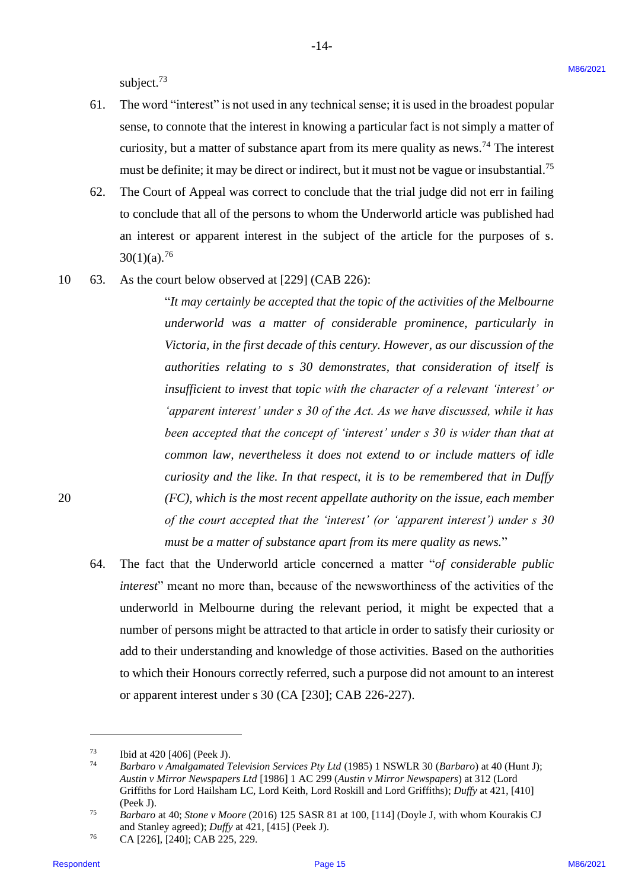subject.[73]

61. The word "interest" is not used in any technical sense; it is used in the broadest popular sense, to connote that the interest in knowing a particular fact is not simply a matter of curiosity, but a matter of substance apart from its mere quality as news.[74] The interest must be definite; it may be direct or indirect, but it must not be vague or insubstantial.[75]

62. The Court of Appeal was correct to conclude that the trial judge did not err in failing to conclude that all of the persons to whom the Underworld article was published had an interest or apparent interest in the subject of the article for the purposes of s. 30(1)(a).[76]

63. As the court below observed at [229] (CAB 226):

> "*It may certainly be accepted that the topic of the activities of the Melbourne underworld was a matter of considerable prominence, particularly in Victoria, in the first decade of this century. However, as our discussion of the authorities relating to s 30 demonstrates, that consideration of itself is insufficient to invest that topic with the character of a relevant 'interest' or 'apparent interest' under s 30 of the Act. As we have discussed, while it has been accepted that the concept of 'interest' under s 30 is wider than that at common law, nevertheless it does not extend to or include matters of idle curiosity and the like. In that respect, it is to be remembered that in Duffy (FC), which is the most recent appellate authority on the issue, each member of the court accepted that the 'interest' (or 'apparent interest') under s 30 must be a matter of substance apart from its mere quality as news.*"

64. The fact that the Underworld article concerned a matter "*of considerable public interest*" meant no more than, because of the newsworthiness of the activities of the underworld in Melbourne during the relevant period, it might be expected that a number of persons might be attracted to that article in order to satisfy their curiosity or add to their understanding and knowledge of those activities. Based on the authorities to which their Honours correctly referred, such a purpose did not amount to an interest or apparent interest under s 30 (CA [230]; CAB 226-227).

---

[73] Ibid at 420 [406] (Peek J).

[74] *Barbaro v Amalgamated Television Services Pty Ltd* (1985) 1 NSWLR 30 (*Barbaro*) at 40 (Hunt J); *Austin v Mirror Newspapers Ltd* [1986] 1 AC 299 (*Austin v Mirror Newspapers*) at 312 (Lord Griffiths for Lord Hailsham LC, Lord Keith, Lord Roskill and Lord Griffiths); *Duffy* at 421, [410] (Peek J).

[75] *Barbaro* at 40; *Stone v Moore* (2016) 125 SASR 81 at 100, [114] (Doyle J, with whom Kourakis CJ and Stanley agreed); *Duffy* at 421, [415] (Peek J).

[76] CA [226], [240]; CAB 225, 229.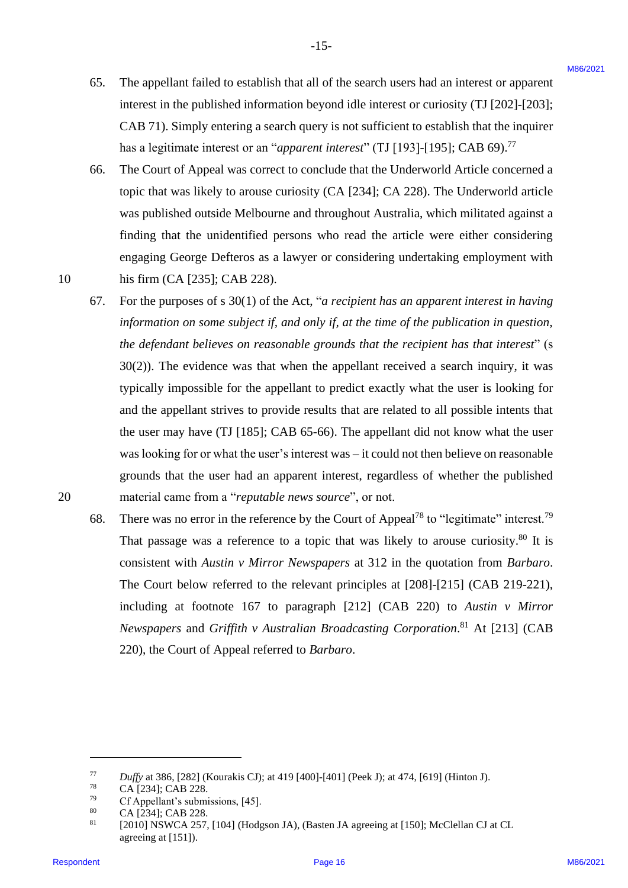65. The appellant failed to establish that all of the search users had an interest or apparent interest in the published information beyond idle interest or curiosity (TJ [202]-[203]; CAB 71). Simply entering a search query is not sufficient to establish that the inquirer has a legitimate interest or an "*apparent interest*" (TJ [193]-[195]; CAB 69).[77]

66. The Court of Appeal was correct to conclude that the Underworld Article concerned a topic that was likely to arouse curiosity (CA [234]; CA 228). The Underworld article was published outside Melbourne and throughout Australia, which militated against a finding that the unidentified persons who read the article were either considering engaging George Defteros as a lawyer or considering undertaking employment with his firm (CA [235]; CAB 228).

67. For the purposes of s 30(1) of the Act, "*a recipient has an apparent interest in having information on some subject if, and only if, at the time of the publication in question, the defendant believes on reasonable grounds that the recipient has that interest*" (s 30(2)). The evidence was that when the appellant received a search inquiry, it was typically impossible for the appellant to predict exactly what the user is looking for and the appellant strives to provide results that are related to all possible intents that the user may have (TJ [185]; CAB 65-66). The appellant did not know what the user was looking for or what the user's interest was – it could not then believe on reasonable grounds that the user had an apparent interest, regardless of whether the published material came from a "*reputable news source*", or not.

68. There was no error in the reference by the Court of Appeal[78] to "legitimate" interest.[79] That passage was a reference to a topic that was likely to arouse curiosity.[80] It is consistent with *Austin v Mirror Newspapers* at 312 in the quotation from *Barbaro*. The Court below referred to the relevant principles at [208]-[215] (CAB 219-221), including at footnote 167 to paragraph [212] (CAB 220) to *Austin v Mirror Newspapers* and *Griffith v Australian Broadcasting Corporation*.[81] At [213] (CAB 220), the Court of Appeal referred to *Barbaro*.

---

[77] *Duffy* at 386, [282] (Kourakis CJ); at 419 [400]-[401] (Peek J); at 474, [619] (Hinton J).

[78] CA [234]; CAB 228.

[79] Cf Appellant's submissions, [45].

[80] CA [234]; CAB 228.

[81] [2010] NSWCA 257, [104] (Hodgson JA), (Basten JA agreeing at [150]; McClellan CJ at CL agreeing at [151]).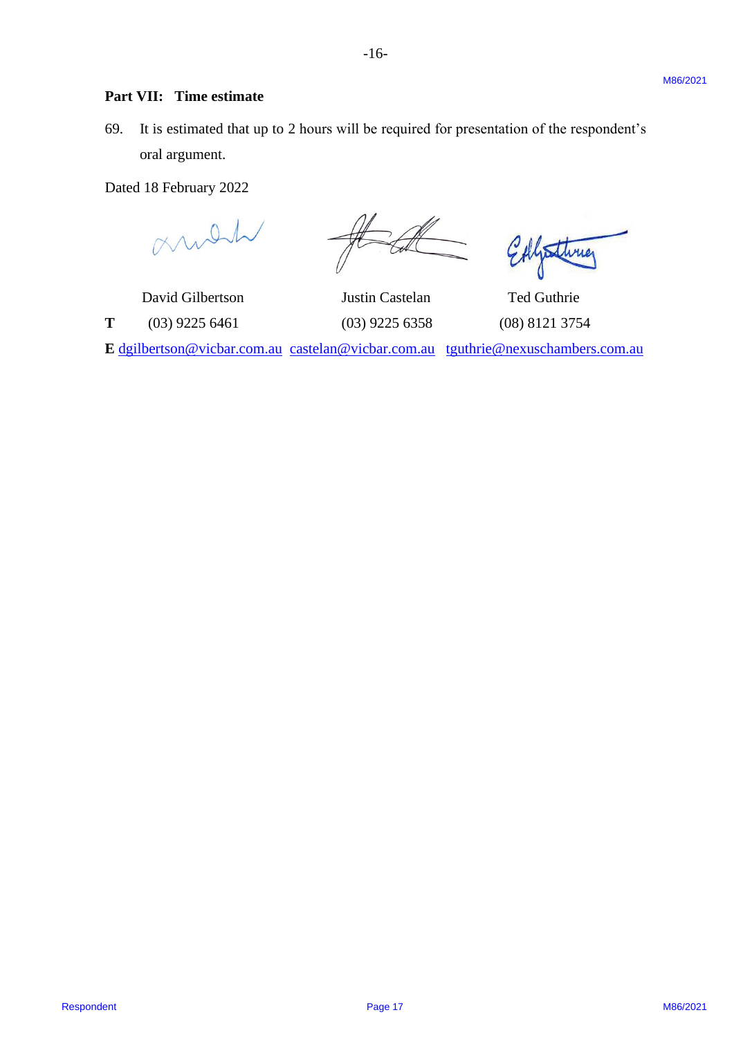## Part VII: Time estimate

69. It is estimated that up to 2 hours will be required for presentation of the respondent's oral argument.

Dated 18 February 2022

| | David Gilbertson | Justin Castelan | Ted Guthrie |
|---|---|---|---|
| **T** | (03) 9225 6461 | (03) 9225 6358 | (08) 8121 3754 |
| **E** | dgilbertson@vicbar.com.au | castelan@vicbar.com.au | tguthrie@nexuschambers.com.au |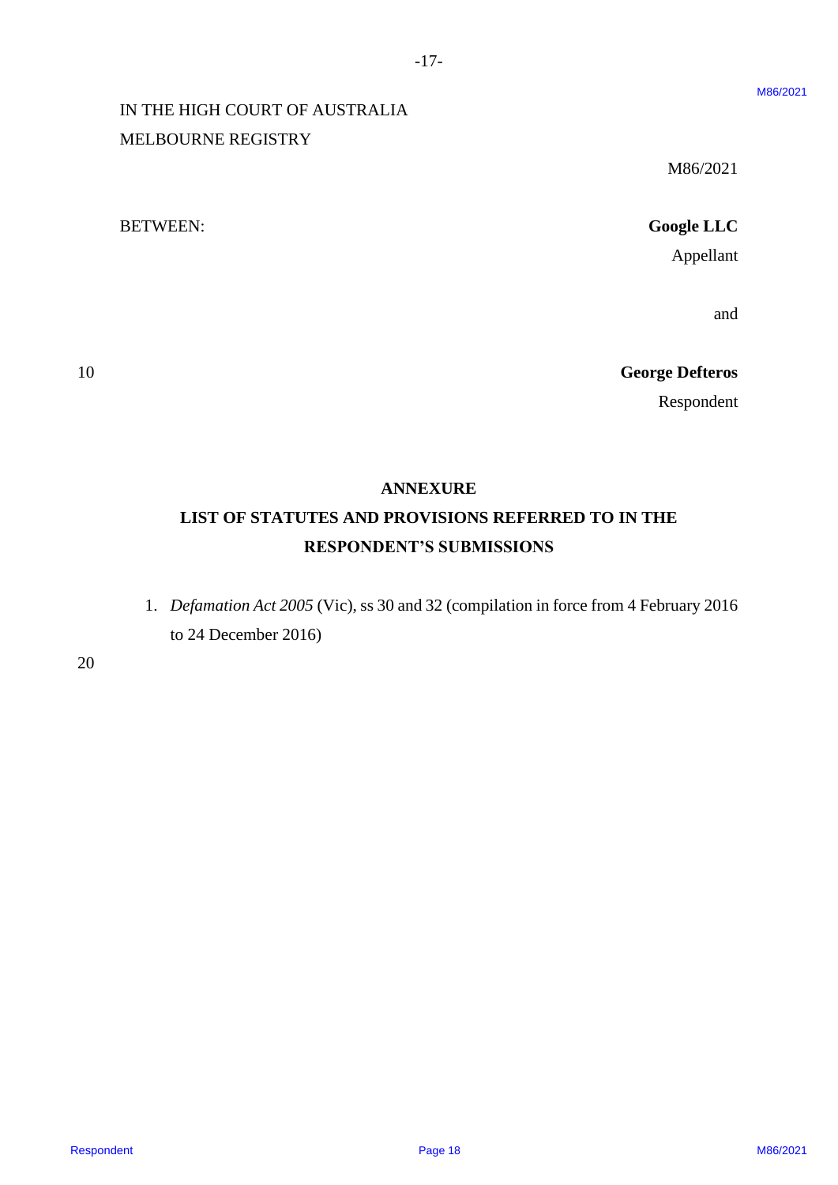IN THE HIGH COURT OF AUSTRALIA
MELBOURNE REGISTRY

M86/2021

BETWEEN:

**Google LLC**
Appellant

and

**George Defteros**
Respondent

**ANNEXURE**

**LIST OF STATUTES AND PROVISIONS REFERRED TO IN THE RESPONDENT'S SUBMISSIONS**

1. *Defamation Act 2005* (Vic), ss 30 and 32 (compilation in force from 4 February 2016 to 24 December 2016)